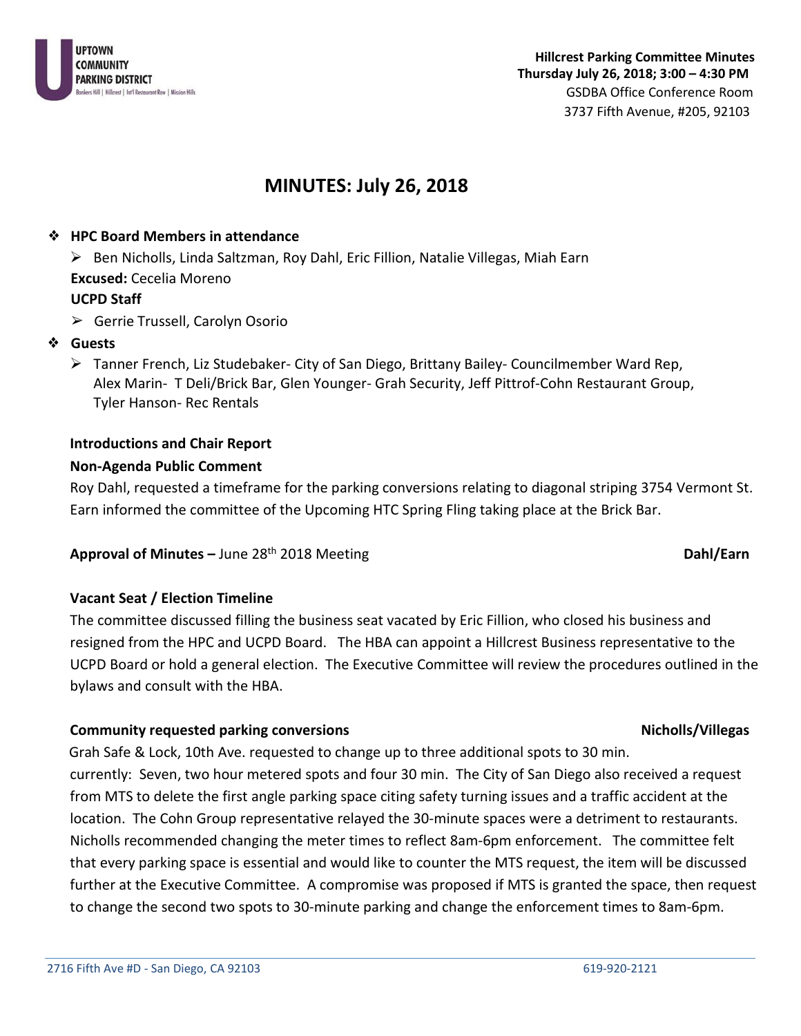UPTOWN COMMUNITY PARKING DISTRICT
Bankers Hill | Hillcrest | Int'l Restaurant Row | Mission Hills

**Hillcrest Parking Committee Minutes**
**Thursday July 26, 2018; 3:00 – 4:30 PM**
GSDBA Office Conference Room
3737 Fifth Avenue, #205, 92103

# MINUTES: July 26, 2018

- **HPC Board Members in attendance**
  - Ben Nicholls, Linda Saltzman, Roy Dahl, Eric Fillion, Natalie Villegas, Miah Earn

  **Excused:** Cecelia Moreno

  **UCPD Staff**
  - Gerrie Trussell, Carolyn Osorio
- **Guests**
  - Tanner French, Liz Studebaker- City of San Diego, Brittany Bailey- Councilmember Ward Rep, Alex Marin- T Deli/Brick Bar, Glen Younger- Grah Security, Jeff Pittrof-Cohn Restaurant Group, Tyler Hanson- Rec Rentals

**Introductions and Chair Report**

**Non-Agenda Public Comment**

Roy Dahl, requested a timeframe for the parking conversions relating to diagonal striping 3754 Vermont St. Earn informed the committee of the Upcoming HTC Spring Fling taking place at the Brick Bar.

**Approval of Minutes –** June 28th 2018 Meeting **Dahl/Earn**

**Vacant Seat / Election Timeline**

The committee discussed filling the business seat vacated by Eric Fillion, who closed his business and resigned from the HPC and UCPD Board. The HBA can appoint a Hillcrest Business representative to the UCPD Board or hold a general election. The Executive Committee will review the procedures outlined in the bylaws and consult with the HBA.

**Community requested parking conversions** **Nicholls/Villegas**

Grah Safe & Lock, 10th Ave. requested to change up to three additional spots to 30 min. currently: Seven, two hour metered spots and four 30 min. The City of San Diego also received a request from MTS to delete the first angle parking space citing safety turning issues and a traffic accident at the location. The Cohn Group representative relayed the 30-minute spaces were a detriment to restaurants. Nicholls recommended changing the meter times to reflect 8am-6pm enforcement. The committee felt that every parking space is essential and would like to counter the MTS request, the item will be discussed further at the Executive Committee. A compromise was proposed if MTS is granted the space, then request to change the second two spots to 30-minute parking and change the enforcement times to 8am-6pm.

2716 Fifth Ave #D - San Diego, CA 92103 619-920-2121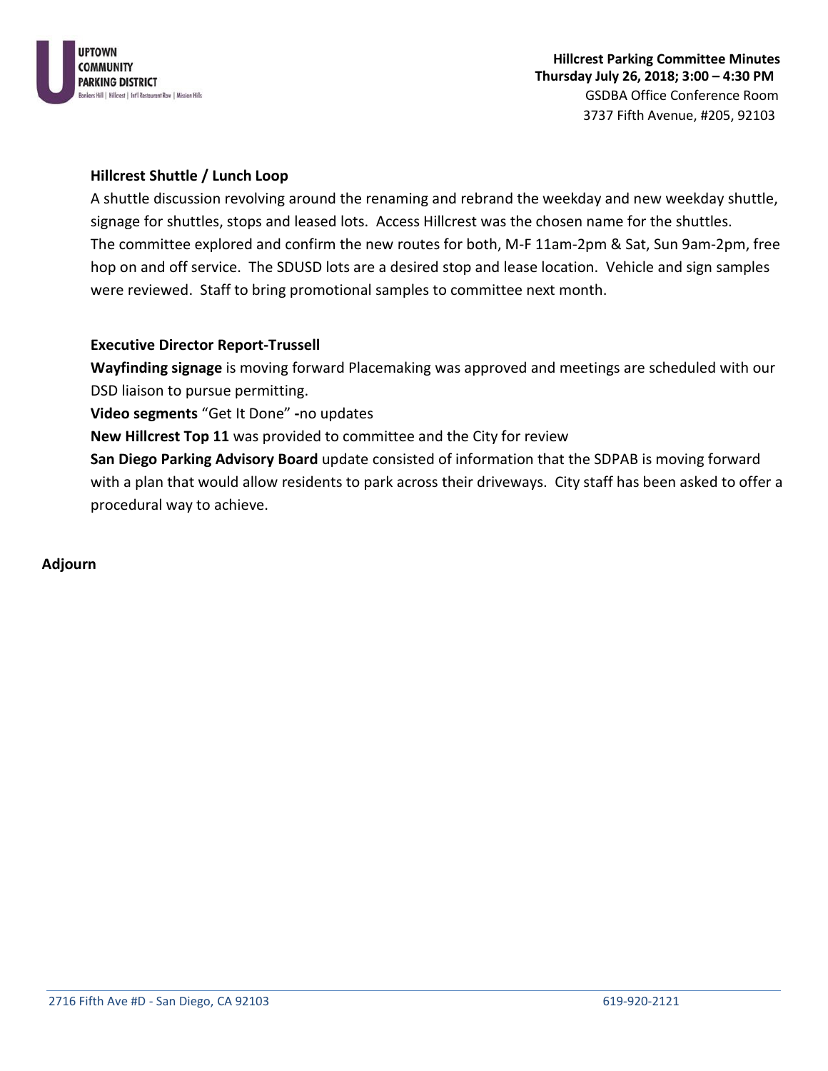**Hillcrest Parking Committee Minutes**
**Thursday July 26, 2018; 3:00 – 4:30 PM**
GSDBA Office Conference Room
3737 Fifth Avenue, #205, 92103

**Hillcrest Shuttle / Lunch Loop**

A shuttle discussion revolving around the renaming and rebrand the weekday and new weekday shuttle, signage for shuttles, stops and leased lots. Access Hillcrest was the chosen name for the shuttles. The committee explored and confirm the new routes for both, M-F 11am-2pm & Sat, Sun 9am-2pm, free hop on and off service. The SDUSD lots are a desired stop and lease location. Vehicle and sign samples were reviewed. Staff to bring promotional samples to committee next month.

**Executive Director Report-Trussell**

**Wayfinding signage** is moving forward Placemaking was approved and meetings are scheduled with our DSD liaison to pursue permitting.

**Video segments** "Get It Done" **-**no updates

**New Hillcrest Top 11** was provided to committee and the City for review

**San Diego Parking Advisory Board** update consisted of information that the SDPAB is moving forward with a plan that would allow residents to park across their driveways. City staff has been asked to offer a procedural way to achieve.

**Adjourn**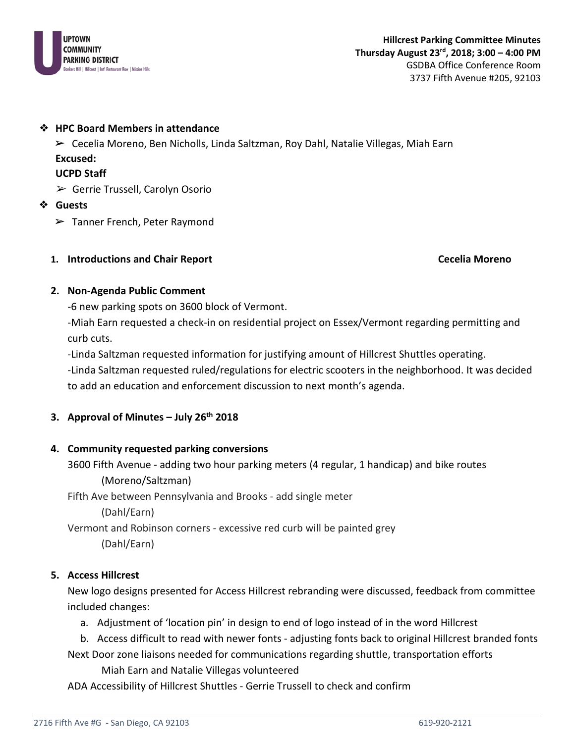UPTOWN COMMUNITY PARKING DISTRICT
Bankers Hill | Hillcrest | Int'l Restaurant Row | Mission Hills

**Hillcrest Parking Committee Minutes**
**Thursday August 23rd, 2018; 3:00 – 4:00 PM**
GSDBA Office Conference Room
3737 Fifth Avenue #205, 92103

- **HPC Board Members in attendance**
  - Cecelia Moreno, Ben Nicholls, Linda Saltzman, Roy Dahl, Natalie Villegas, Miah Earn

  **Excused:**

  **UCPD Staff**
  - Gerrie Trussell, Carolyn Osorio
- **Guests**
  - Tanner French, Peter Raymond

1. **Introductions and Chair Report** **Cecelia Moreno**

2. **Non-Agenda Public Comment**

   -6 new parking spots on 3600 block of Vermont.

   -Miah Earn requested a check-in on residential project on Essex/Vermont regarding permitting and curb cuts.

   -Linda Saltzman requested information for justifying amount of Hillcrest Shuttles operating.

   -Linda Saltzman requested ruled/regulations for electric scooters in the neighborhood. It was decided to add an education and enforcement discussion to next month's agenda.

3. **Approval of Minutes – July 26th 2018**

4. **Community requested parking conversions**

   3600 Fifth Avenue - adding two hour parking meters (4 regular, 1 handicap) and bike routes
   (Moreno/Saltzman)

   Fifth Ave between Pennsylvania and Brooks - add single meter
   (Dahl/Earn)

   Vermont and Robinson corners - excessive red curb will be painted grey
   (Dahl/Earn)

5. **Access Hillcrest**

   New logo designs presented for Access Hillcrest rebranding were discussed, feedback from committee included changes:

   a. Adjustment of 'location pin' in design to end of logo instead of in the word Hillcrest
   b. Access difficult to read with newer fonts - adjusting fonts back to original Hillcrest branded fonts

   Next Door zone liaisons needed for communications regarding shuttle, transportation efforts
   Miah Earn and Natalie Villegas volunteered

   ADA Accessibility of Hillcrest Shuttles - Gerrie Trussell to check and confirm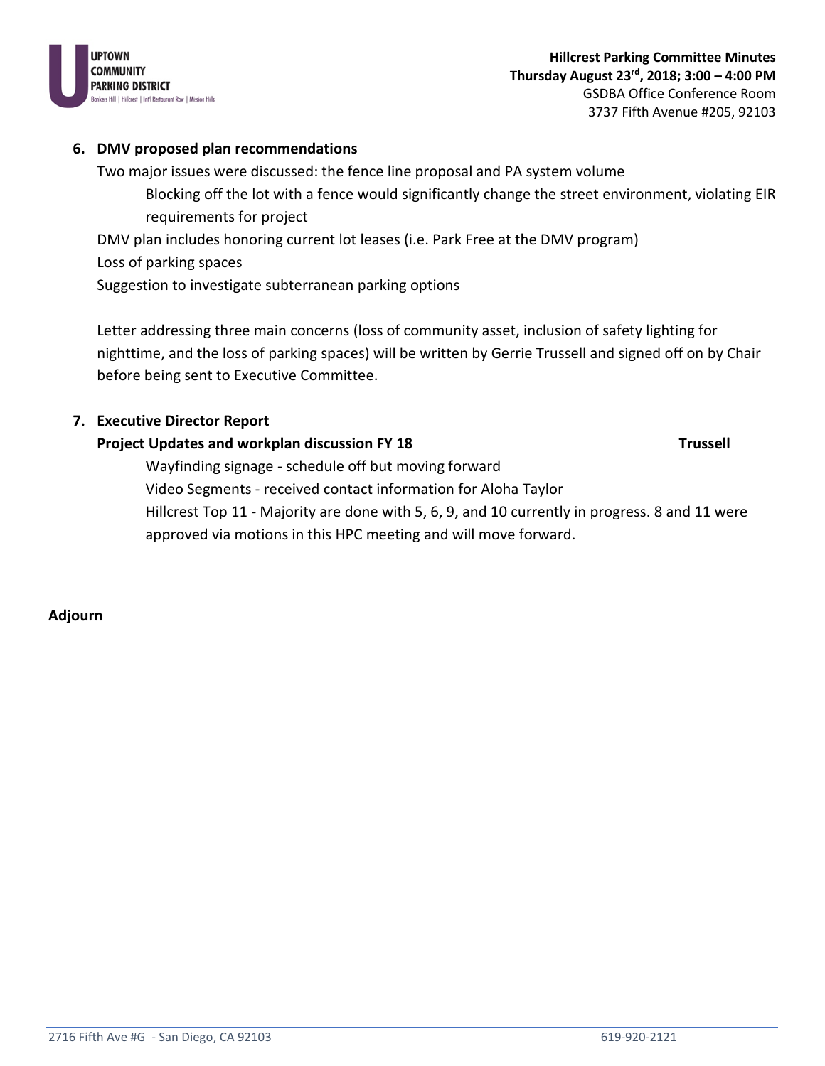## 6. DMV proposed plan recommendations

Two major issues were discussed: the fence line proposal and PA system volume

Blocking off the lot with a fence would significantly change the street environment, violating EIR requirements for project

DMV plan includes honoring current lot leases (i.e. Park Free at the DMV program)

Loss of parking spaces

Suggestion to investigate subterranean parking options

Letter addressing three main concerns (loss of community asset, inclusion of safety lighting for nighttime, and the loss of parking spaces) will be written by Gerrie Trussell and signed off on by Chair before being sent to Executive Committee.

## 7. Executive Director Report

**Project Updates and workplan discussion FY 18** **Trussell**

Wayfinding signage - schedule off but moving forward

Video Segments - received contact information for Aloha Taylor

Hillcrest Top 11 - Majority are done with 5, 6, 9, and 10 currently in progress. 8 and 11 were approved via motions in this HPC meeting and will move forward.

**Adjourn**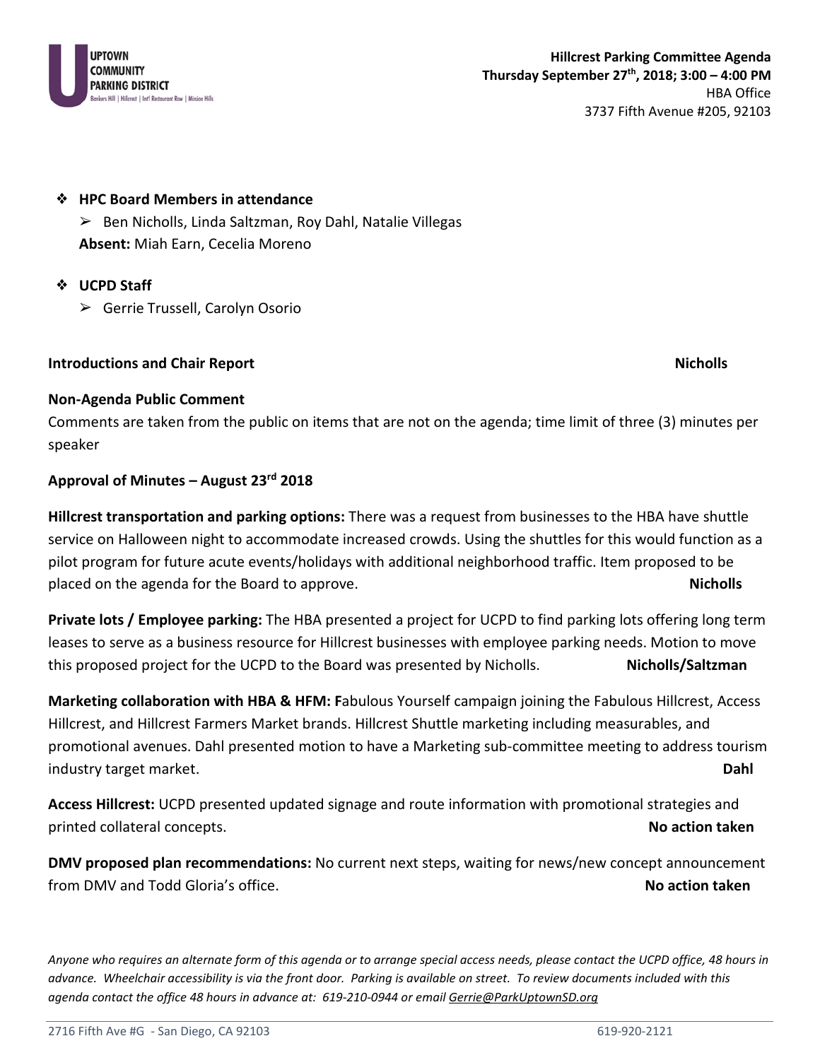**UPTOWN COMMUNITY PARKING DISTRICT**
Bankers Hill | Hillcrest | Int'l Restaurant Row | Mission Hills

**Hillcrest Parking Committee Agenda**
**Thursday September 27th, 2018; 3:00 – 4:00 PM**
HBA Office
3737 Fifth Avenue #205, 92103

- **HPC Board Members in attendance**
  - Ben Nicholls, Linda Saltzman, Roy Dahl, Natalie Villegas

  **Absent:** Miah Earn, Cecelia Moreno

- **UCPD Staff**
  - Gerrie Trussell, Carolyn Osorio

**Introductions and Chair Report** **Nicholls**

**Non-Agenda Public Comment**
Comments are taken from the public on items that are not on the agenda; time limit of three (3) minutes per speaker

**Approval of Minutes – August 23rd 2018**

**Hillcrest transportation and parking options:** There was a request from businesses to the HBA have shuttle service on Halloween night to accommodate increased crowds. Using the shuttles for this would function as a pilot program for future acute events/holidays with additional neighborhood traffic. Item proposed to be placed on the agenda for the Board to approve. **Nicholls**

**Private lots / Employee parking:** The HBA presented a project for UCPD to find parking lots offering long term leases to serve as a business resource for Hillcrest businesses with employee parking needs. Motion to move this proposed project for the UCPD to the Board was presented by Nicholls. **Nicholls/Saltzman**

**Marketing collaboration with HBA & HFM: F**abulous Yourself campaign joining the Fabulous Hillcrest, Access Hillcrest, and Hillcrest Farmers Market brands. Hillcrest Shuttle marketing including measurables, and promotional avenues. Dahl presented motion to have a Marketing sub-committee meeting to address tourism industry target market. **Dahl**

**Access Hillcrest:** UCPD presented updated signage and route information with promotional strategies and printed collateral concepts. **No action taken**

**DMV proposed plan recommendations:** No current next steps, waiting for news/new concept announcement from DMV and Todd Gloria's office. **No action taken**

*Anyone who requires an alternate form of this agenda or to arrange special access needs, please contact the UCPD office, 48 hours in advance. Wheelchair accessibility is via the front door. Parking is available on street. To review documents included with this agenda contact the office 48 hours in advance at: 619-210-0944 or email Gerrie@ParkUptownSD.org*

2716 Fifth Ave #G - San Diego, CA 92103 619-920-2121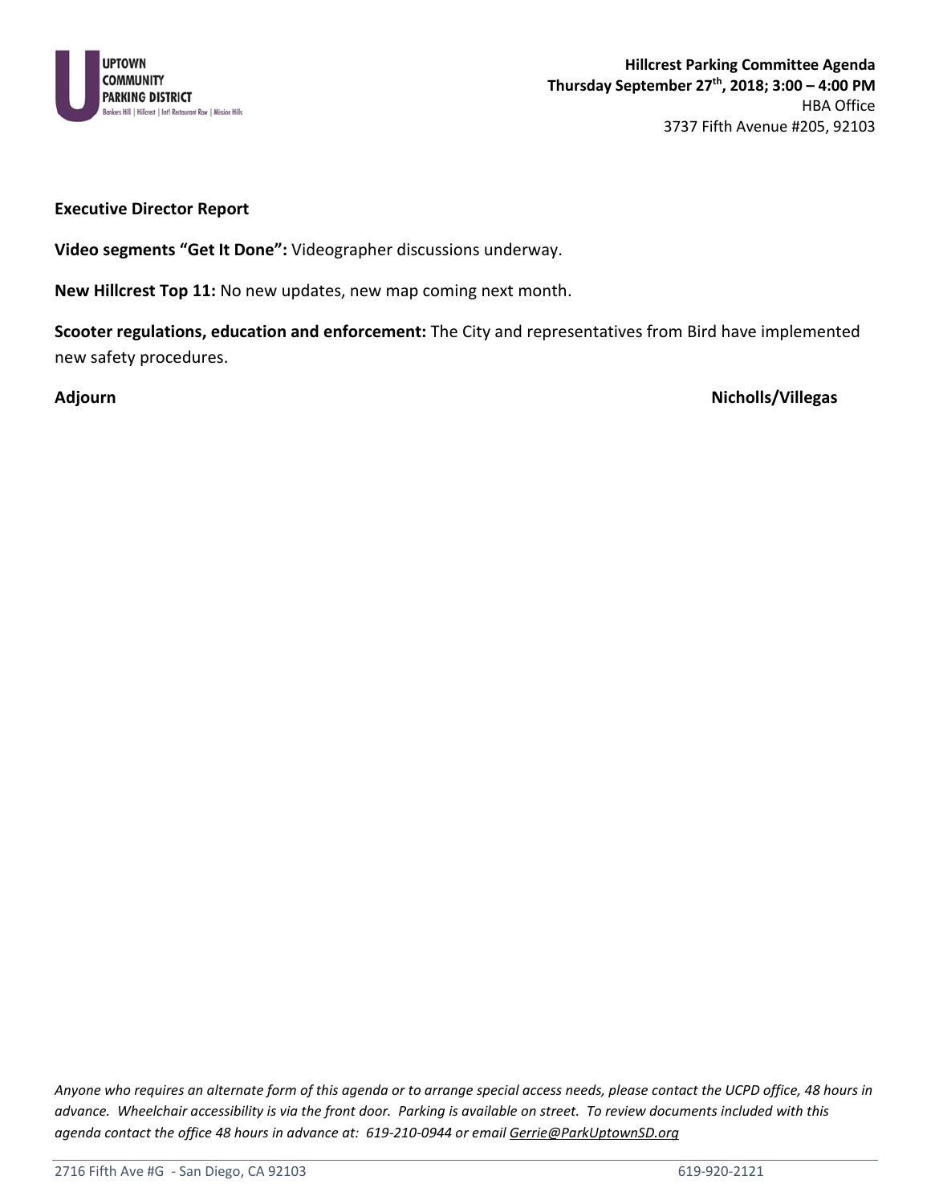**Hillcrest Parking Committee Agenda**
**Thursday September 27th, 2018; 3:00 – 4:00 PM**
HBA Office
3737 Fifth Avenue #205, 92103

**Executive Director Report**

**Video segments "Get It Done":** Videographer discussions underway.

**New Hillcrest Top 11:** No new updates, new map coming next month.

**Scooter regulations, education and enforcement:** The City and representatives from Bird have implemented new safety procedures.

**Adjourn** **Nicholls/Villegas**

*Anyone who requires an alternate form of this agenda or to arrange special access needs, please contact the UCPD office, 48 hours in advance. Wheelchair accessibility is via the front door. Parking is available on street. To review documents included with this agenda contact the office 48 hours in advance at: 619-210-0944 or email Gerrie@ParkUptownSD.org*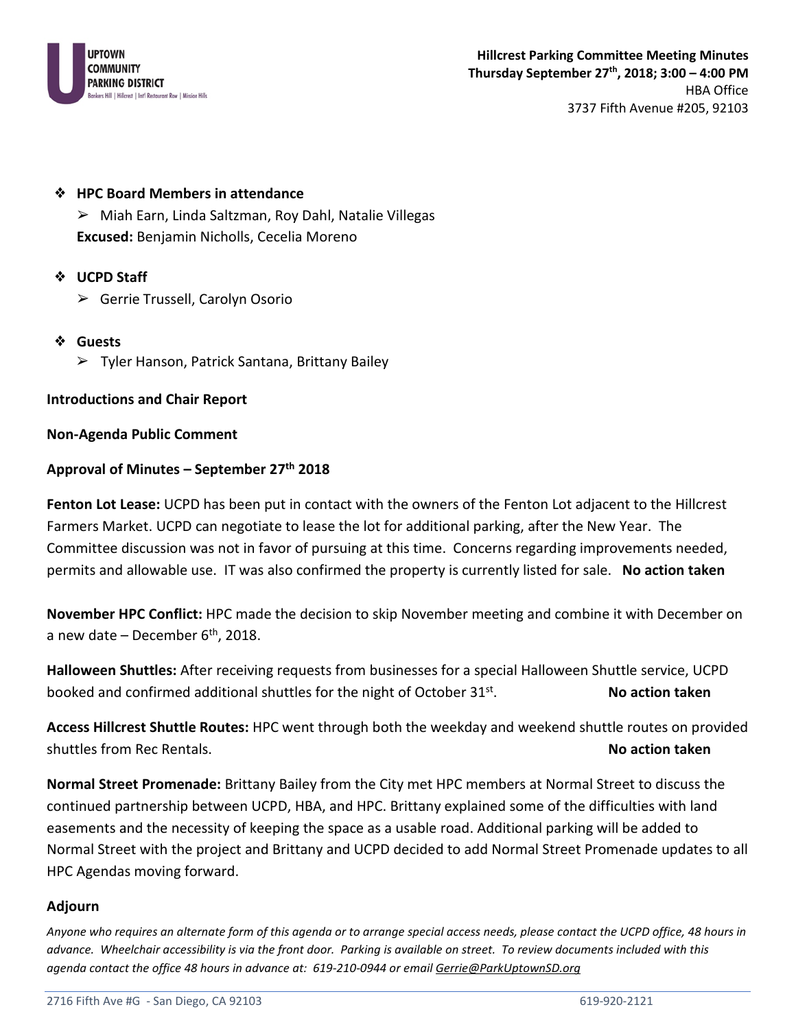**Hillcrest Parking Committee Meeting Minutes**
**Thursday September 27th, 2018; 3:00 – 4:00 PM**
HBA Office
3737 Fifth Avenue #205, 92103

- **HPC Board Members in attendance**
  - Miah Earn, Linda Saltzman, Roy Dahl, Natalie Villegas

  **Excused:** Benjamin Nicholls, Cecelia Moreno

- **UCPD Staff**
  - Gerrie Trussell, Carolyn Osorio

- **Guests**
  - Tyler Hanson, Patrick Santana, Brittany Bailey

**Introductions and Chair Report**

**Non-Agenda Public Comment**

**Approval of Minutes – September 27th 2018**

**Fenton Lot Lease:** UCPD has been put in contact with the owners of the Fenton Lot adjacent to the Hillcrest Farmers Market. UCPD can negotiate to lease the lot for additional parking, after the New Year. The Committee discussion was not in favor of pursuing at this time. Concerns regarding improvements needed, permits and allowable use. IT was also confirmed the property is currently listed for sale. **No action taken**

**November HPC Conflict:** HPC made the decision to skip November meeting and combine it with December on a new date – December 6th, 2018.

**Halloween Shuttles:** After receiving requests from businesses for a special Halloween Shuttle service, UCPD booked and confirmed additional shuttles for the night of October 31st. **No action taken**

**Access Hillcrest Shuttle Routes:** HPC went through both the weekday and weekend shuttle routes on provided shuttles from Rec Rentals. **No action taken**

**Normal Street Promenade:** Brittany Bailey from the City met HPC members at Normal Street to discuss the continued partnership between UCPD, HBA, and HPC. Brittany explained some of the difficulties with land easements and the necessity of keeping the space as a usable road. Additional parking will be added to Normal Street with the project and Brittany and UCPD decided to add Normal Street Promenade updates to all HPC Agendas moving forward.

**Adjourn**

*Anyone who requires an alternate form of this agenda or to arrange special access needs, please contact the UCPD office, 48 hours in advance. Wheelchair accessibility is via the front door. Parking is available on street. To review documents included with this agenda contact the office 48 hours in advance at: 619-210-0944 or email Gerrie@ParkUptownSD.org*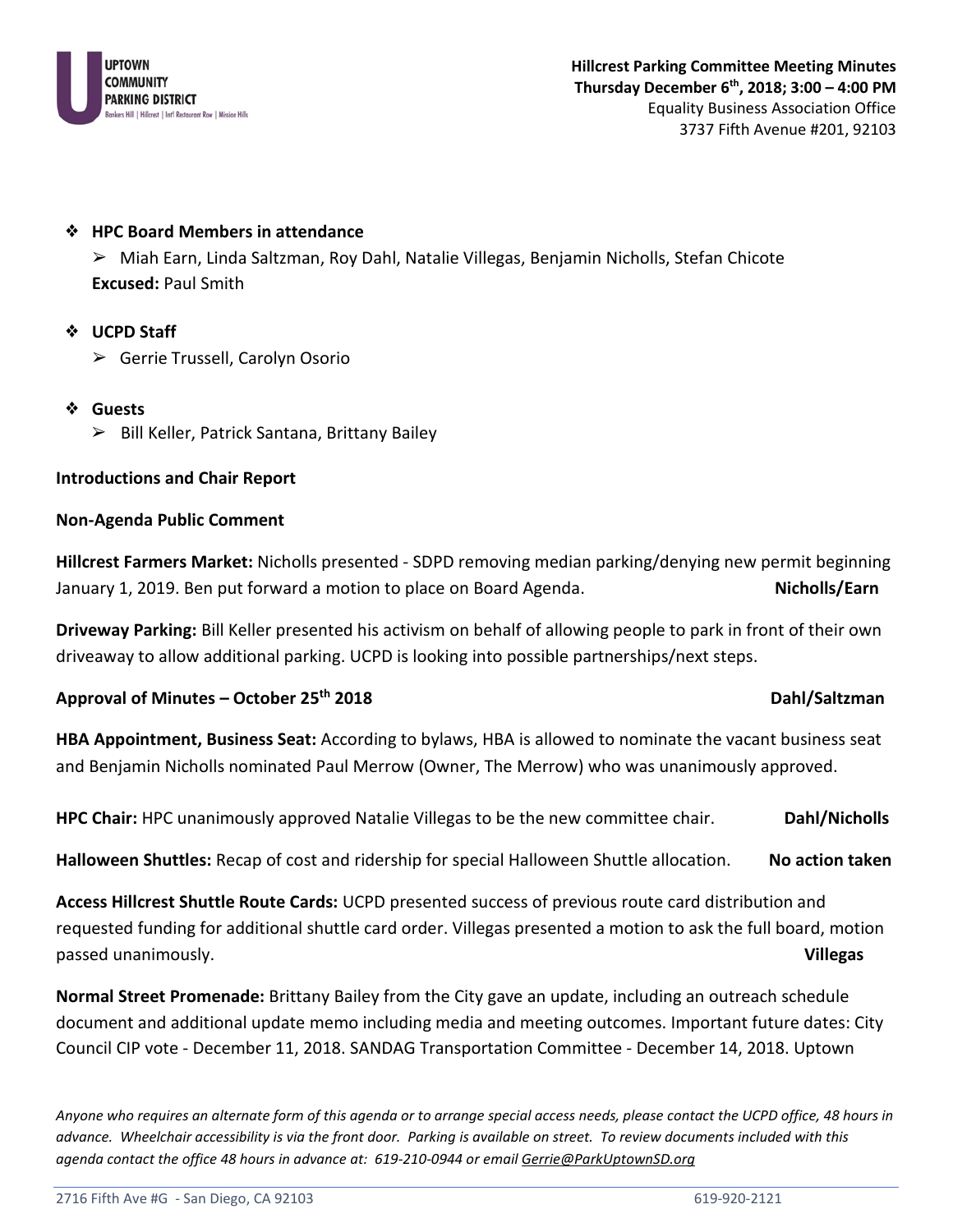**Hillcrest Parking Committee Meeting Minutes**
**Thursday December 6th, 2018; 3:00 – 4:00 PM**
Equality Business Association Office
3737 Fifth Avenue #201, 92103

- **HPC Board Members in attendance**
  - Miah Earn, Linda Saltzman, Roy Dahl, Natalie Villegas, Benjamin Nicholls, Stefan Chicote
  
  **Excused:** Paul Smith

- **UCPD Staff**
  - Gerrie Trussell, Carolyn Osorio

- **Guests**
  - Bill Keller, Patrick Santana, Brittany Bailey

**Introductions and Chair Report**

**Non-Agenda Public Comment**

**Hillcrest Farmers Market:** Nicholls presented - SDPD removing median parking/denying new permit beginning January 1, 2019. Ben put forward a motion to place on Board Agenda. **Nicholls/Earn**

**Driveway Parking:** Bill Keller presented his activism on behalf of allowing people to park in front of their own driveaway to allow additional parking. UCPD is looking into possible partnerships/next steps.

**Approval of Minutes – October 25th 2018** **Dahl/Saltzman**

**HBA Appointment, Business Seat:** According to bylaws, HBA is allowed to nominate the vacant business seat and Benjamin Nicholls nominated Paul Merrow (Owner, The Merrow) who was unanimously approved.

**HPC Chair:** HPC unanimously approved Natalie Villegas to be the new committee chair. **Dahl/Nicholls**

**Halloween Shuttles:** Recap of cost and ridership for special Halloween Shuttle allocation. **No action taken**

**Access Hillcrest Shuttle Route Cards:** UCPD presented success of previous route card distribution and requested funding for additional shuttle card order. Villegas presented a motion to ask the full board, motion passed unanimously. **Villegas**

**Normal Street Promenade:** Brittany Bailey from the City gave an update, including an outreach schedule document and additional update memo including media and meeting outcomes. Important future dates: City Council CIP vote - December 11, 2018. SANDAG Transportation Committee - December 14, 2018. Uptown

*Anyone who requires an alternate form of this agenda or to arrange special access needs, please contact the UCPD office, 48 hours in advance. Wheelchair accessibility is via the front door. Parking is available on street. To review documents included with this agenda contact the office 48 hours in advance at: 619-210-0944 or email Gerrie@ParkUptownSD.org*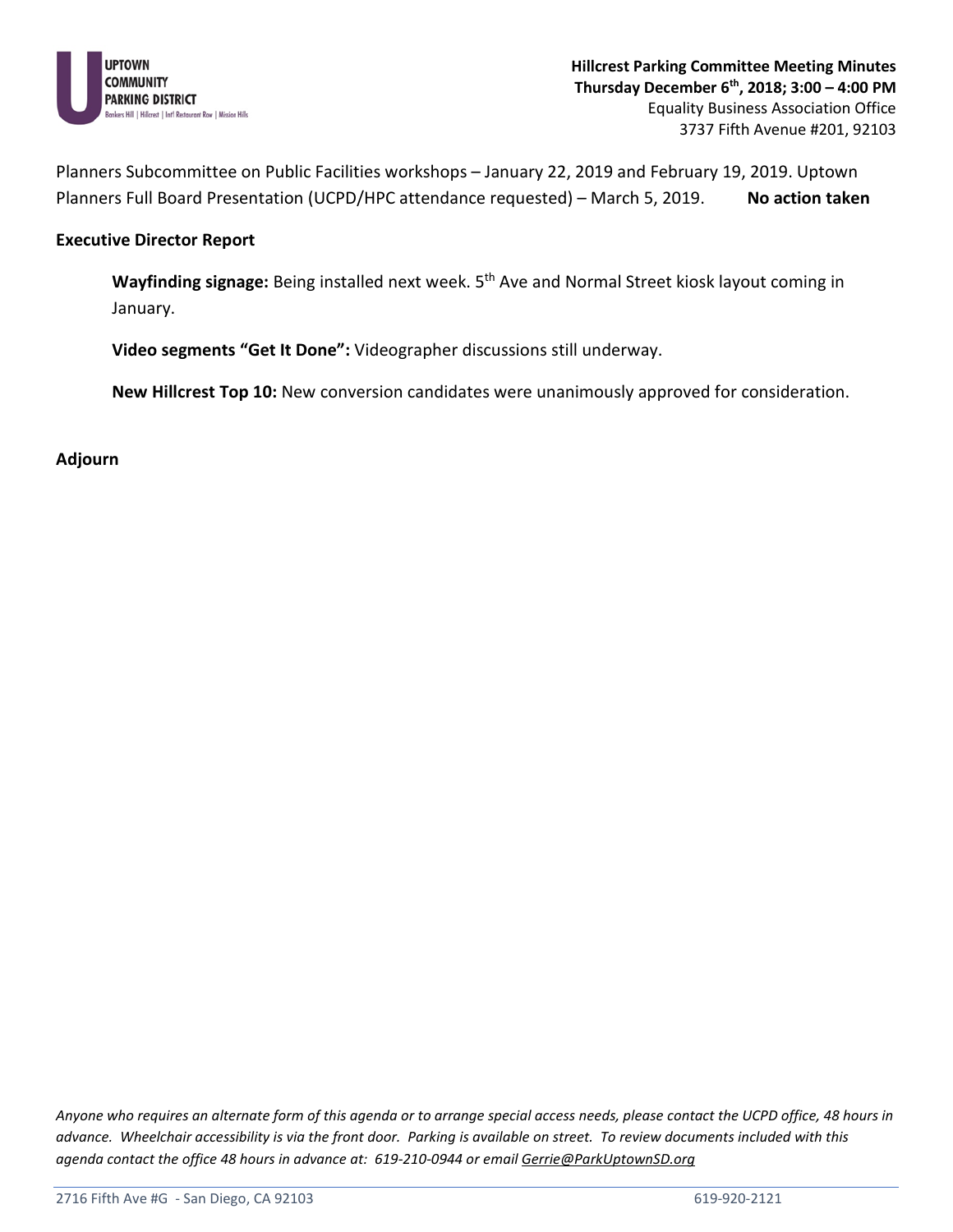Planners Subcommittee on Public Facilities workshops – January 22, 2019 and February 19, 2019. Uptown Planners Full Board Presentation (UCPD/HPC attendance requested) – March 5, 2019. **No action taken**

**Executive Director Report**

**Wayfinding signage:** Being installed next week. 5th Ave and Normal Street kiosk layout coming in January.

**Video segments "Get It Done":** Videographer discussions still underway.

**New Hillcrest Top 10:** New conversion candidates were unanimously approved for consideration.

**Adjourn**

*Anyone who requires an alternate form of this agenda or to arrange special access needs, please contact the UCPD office, 48 hours in advance. Wheelchair accessibility is via the front door. Parking is available on street. To review documents included with this agenda contact the office 48 hours in advance at: 619-210-0944 or email Gerrie@ParkUptownSD.org*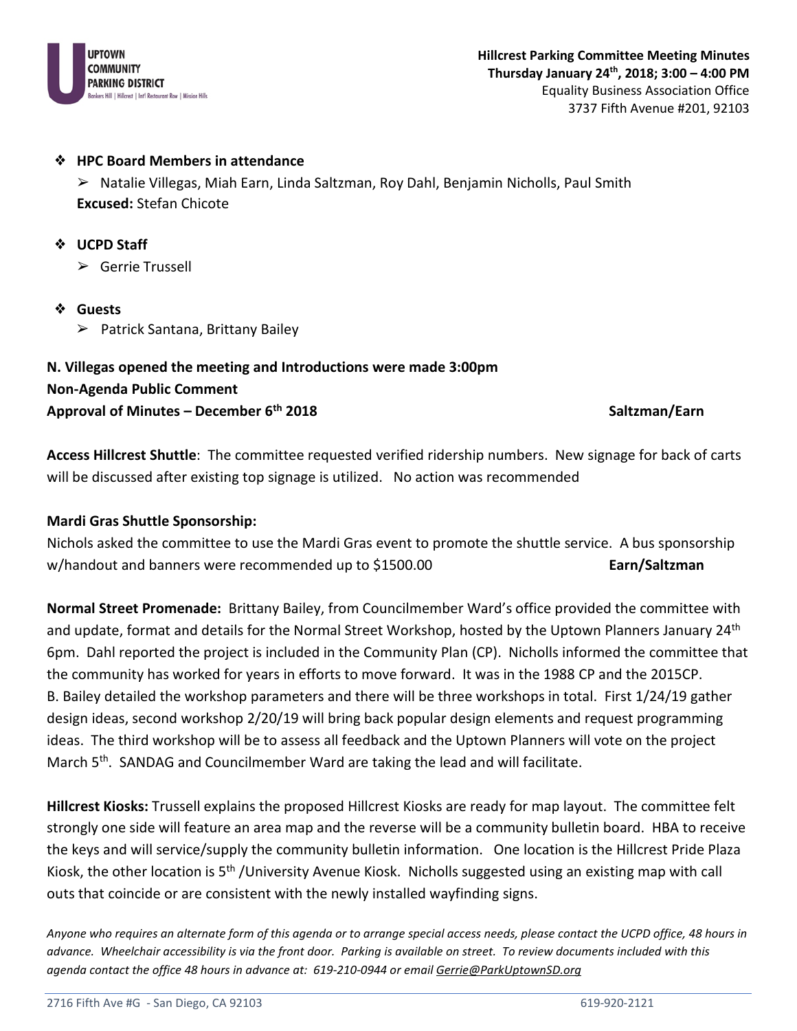**Hillcrest Parking Committee Meeting Minutes**
**Thursday January 24th, 2018; 3:00 – 4:00 PM**
Equality Business Association Office
3737 Fifth Avenue #201, 92103

- **HPC Board Members in attendance**
  - Natalie Villegas, Miah Earn, Linda Saltzman, Roy Dahl, Benjamin Nicholls, Paul Smith
  
  **Excused:** Stefan Chicote

- **UCPD Staff**
  - Gerrie Trussell

- **Guests**
  - Patrick Santana, Brittany Bailey

**N. Villegas opened the meeting and Introductions were made 3:00pm**
**Non-Agenda Public Comment**
**Approval of Minutes – December 6th 2018** **Saltzman/Earn**

**Access Hillcrest Shuttle**: The committee requested verified ridership numbers. New signage for back of carts will be discussed after existing top signage is utilized. No action was recommended

**Mardi Gras Shuttle Sponsorship:**
Nichols asked the committee to use the Mardi Gras event to promote the shuttle service. A bus sponsorship w/handout and banners were recommended up to $1500.00 **Earn/Saltzman**

**Normal Street Promenade:** Brittany Bailey, from Councilmember Ward's office provided the committee with and update, format and details for the Normal Street Workshop, hosted by the Uptown Planners January 24th 6pm. Dahl reported the project is included in the Community Plan (CP). Nicholls informed the committee that the community has worked for years in efforts to move forward. It was in the 1988 CP and the 2015CP. B. Bailey detailed the workshop parameters and there will be three workshops in total. First 1/24/19 gather design ideas, second workshop 2/20/19 will bring back popular design elements and request programming ideas. The third workshop will be to assess all feedback and the Uptown Planners will vote on the project March 5th. SANDAG and Councilmember Ward are taking the lead and will facilitate.

**Hillcrest Kiosks:** Trussell explains the proposed Hillcrest Kiosks are ready for map layout. The committee felt strongly one side will feature an area map and the reverse will be a community bulletin board. HBA to receive the keys and will service/supply the community bulletin information. One location is the Hillcrest Pride Plaza Kiosk, the other location is 5th /University Avenue Kiosk. Nicholls suggested using an existing map with call outs that coincide or are consistent with the newly installed wayfinding signs.

*Anyone who requires an alternate form of this agenda or to arrange special access needs, please contact the UCPD office, 48 hours in advance. Wheelchair accessibility is via the front door. Parking is available on street. To review documents included with this agenda contact the office 48 hours in advance at: 619-210-0944 or email Gerrie@ParkUptownSD.org*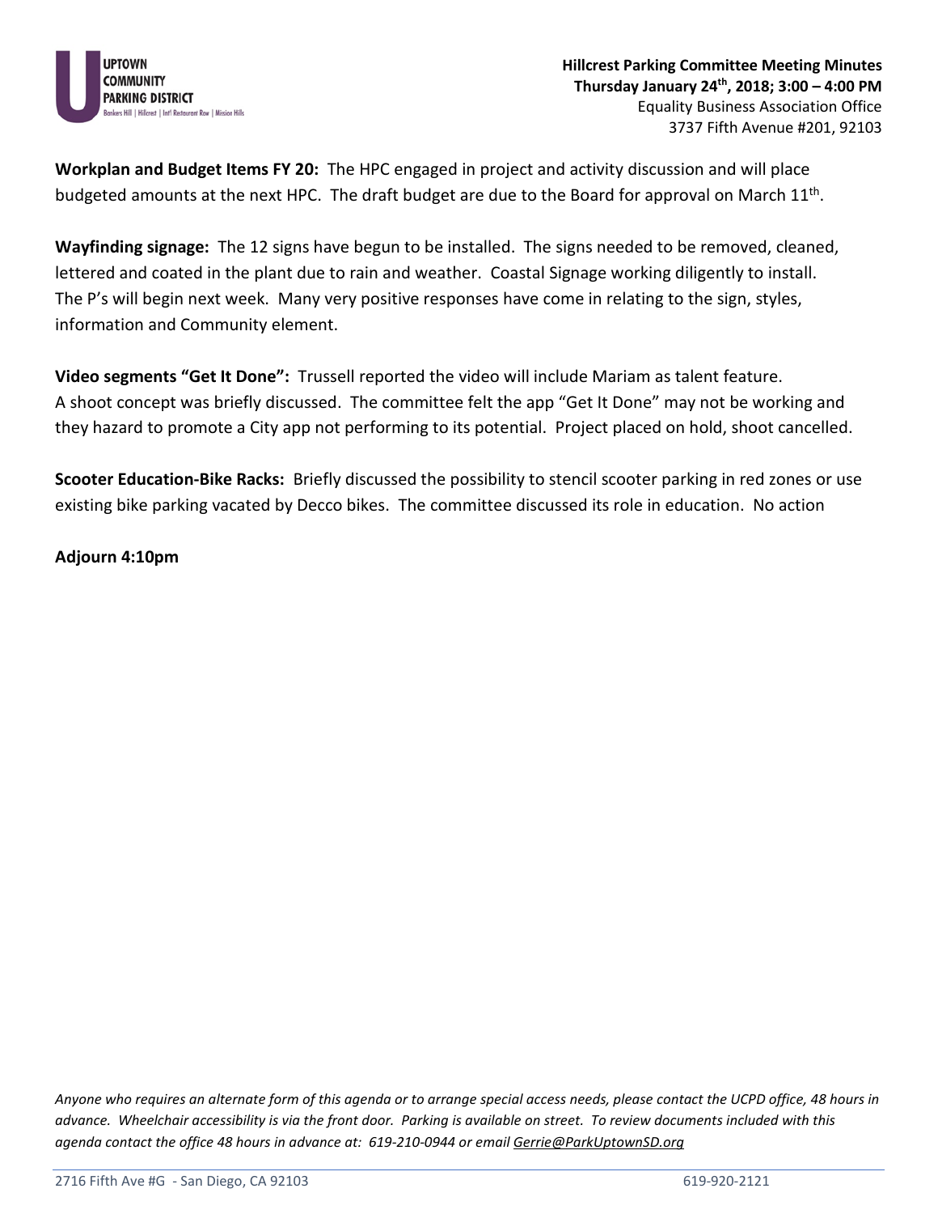**Hillcrest Parking Committee Meeting Minutes**
**Thursday January 24th, 2018; 3:00 – 4:00 PM**
Equality Business Association Office
3737 Fifth Avenue #201, 92103

**Workplan and Budget Items FY 20:** The HPC engaged in project and activity discussion and will place budgeted amounts at the next HPC. The draft budget are due to the Board for approval on March 11th.

**Wayfinding signage:** The 12 signs have begun to be installed. The signs needed to be removed, cleaned, lettered and coated in the plant due to rain and weather. Coastal Signage working diligently to install. The P's will begin next week. Many very positive responses have come in relating to the sign, styles, information and Community element.

**Video segments "Get It Done":** Trussell reported the video will include Mariam as talent feature. A shoot concept was briefly discussed. The committee felt the app "Get It Done" may not be working and they hazard to promote a City app not performing to its potential. Project placed on hold, shoot cancelled.

**Scooter Education-Bike Racks:** Briefly discussed the possibility to stencil scooter parking in red zones or use existing bike parking vacated by Decco bikes. The committee discussed its role in education. No action

**Adjourn 4:10pm**

*Anyone who requires an alternate form of this agenda or to arrange special access needs, please contact the UCPD office, 48 hours in advance. Wheelchair accessibility is via the front door. Parking is available on street. To review documents included with this agenda contact the office 48 hours in advance at: 619-210-0944 or email Gerrie@ParkUptownSD.org*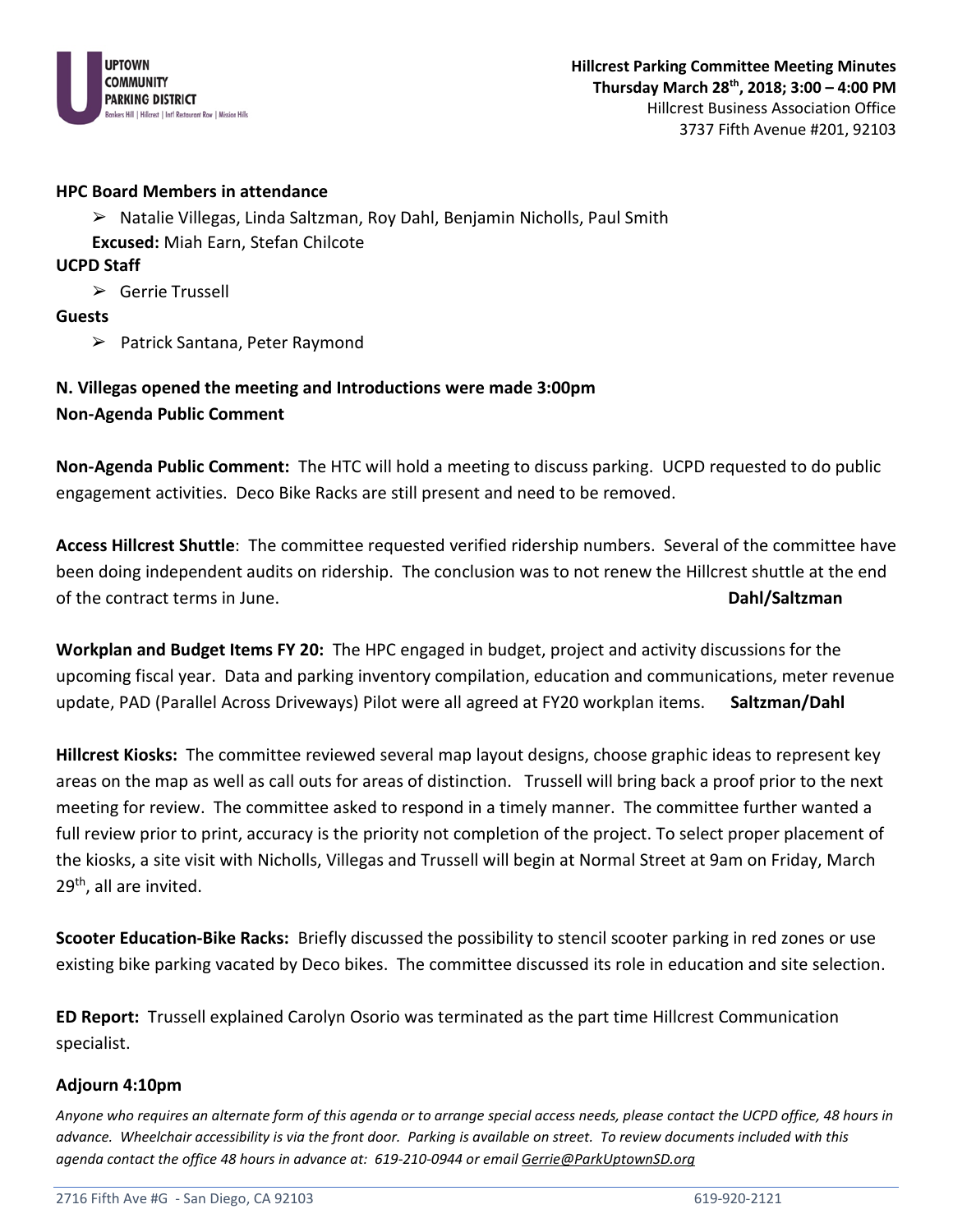**Hillcrest Parking Committee Meeting Minutes**
**Thursday March 28th, 2018; 3:00 – 4:00 PM**
Hillcrest Business Association Office
3737 Fifth Avenue #201, 92103

**HPC Board Members in attendance**

- Natalie Villegas, Linda Saltzman, Roy Dahl, Benjamin Nicholls, Paul Smith

**Excused:** Miah Earn, Stefan Chilcote

**UCPD Staff**

- Gerrie Trussell

**Guests**

- Patrick Santana, Peter Raymond

**N. Villegas opened the meeting and Introductions were made 3:00pm**
**Non-Agenda Public Comment**

**Non-Agenda Public Comment:** The HTC will hold a meeting to discuss parking. UCPD requested to do public engagement activities. Deco Bike Racks are still present and need to be removed.

**Access Hillcrest Shuttle**: The committee requested verified ridership numbers. Several of the committee have been doing independent audits on ridership. The conclusion was to not renew the Hillcrest shuttle at the end of the contract terms in June. **Dahl/Saltzman**

**Workplan and Budget Items FY 20:** The HPC engaged in budget, project and activity discussions for the upcoming fiscal year. Data and parking inventory compilation, education and communications, meter revenue update, PAD (Parallel Across Driveways) Pilot were all agreed at FY20 workplan items. **Saltzman/Dahl**

**Hillcrest Kiosks:** The committee reviewed several map layout designs, choose graphic ideas to represent key areas on the map as well as call outs for areas of distinction. Trussell will bring back a proof prior to the next meeting for review. The committee asked to respond in a timely manner. The committee further wanted a full review prior to print, accuracy is the priority not completion of the project. To select proper placement of the kiosks, a site visit with Nicholls, Villegas and Trussell will begin at Normal Street at 9am on Friday, March 29th, all are invited.

**Scooter Education-Bike Racks:** Briefly discussed the possibility to stencil scooter parking in red zones or use existing bike parking vacated by Deco bikes. The committee discussed its role in education and site selection.

**ED Report:** Trussell explained Carolyn Osorio was terminated as the part time Hillcrest Communication specialist.

**Adjourn 4:10pm**

*Anyone who requires an alternate form of this agenda or to arrange special access needs, please contact the UCPD office, 48 hours in advance. Wheelchair accessibility is via the front door. Parking is available on street. To review documents included with this agenda contact the office 48 hours in advance at: 619-210-0944 or email Gerrie@ParkUptownSD.org*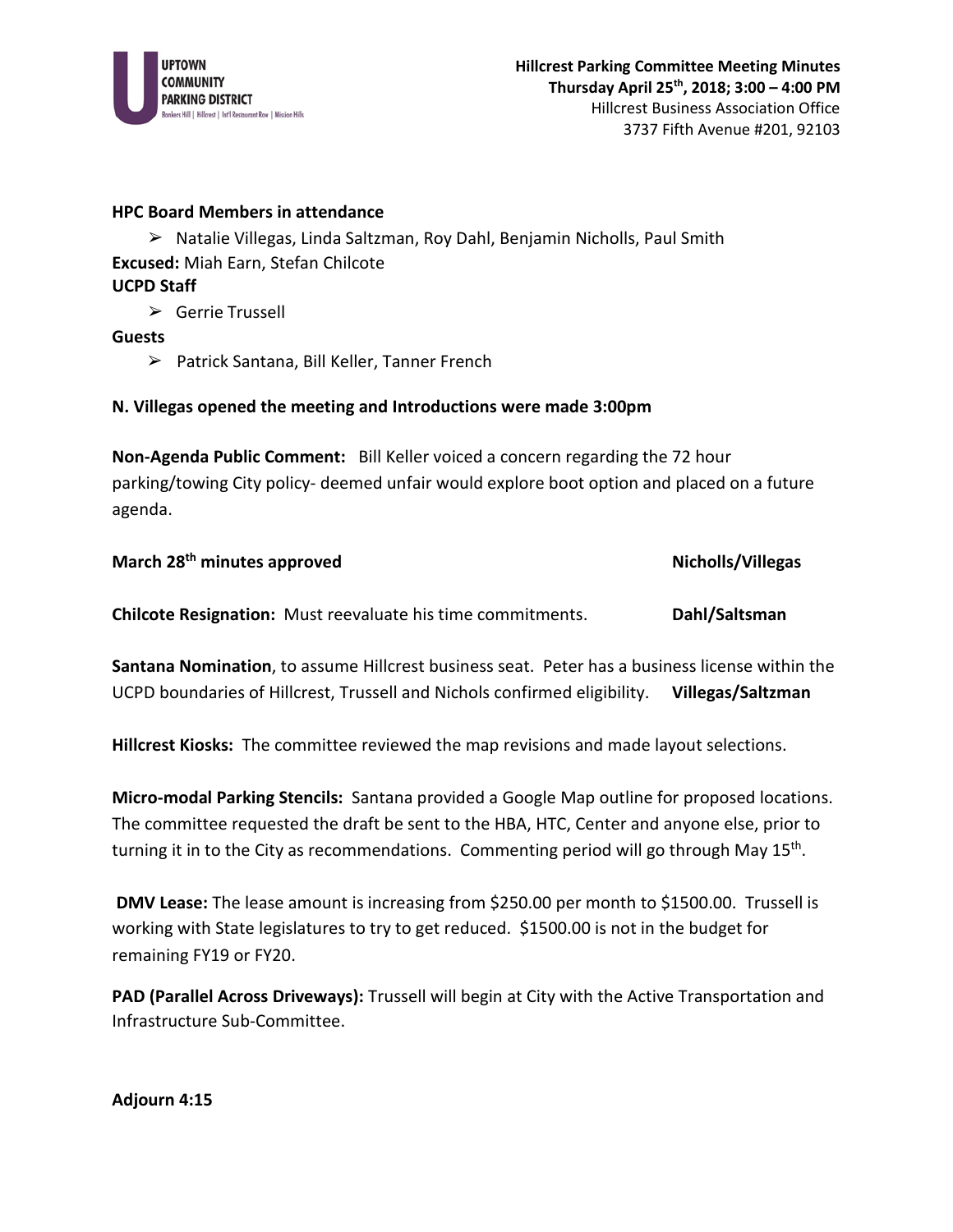**UPTOWN COMMUNITY PARKING DISTRICT**
Bankers Hill | Hillcrest | Int'l Restaurant Row | Mission Hills

**Hillcrest Parking Committee Meeting Minutes**
**Thursday April 25th, 2018; 3:00 – 4:00 PM**
Hillcrest Business Association Office
3737 Fifth Avenue #201, 92103

**HPC Board Members in attendance**

- Natalie Villegas, Linda Saltzman, Roy Dahl, Benjamin Nicholls, Paul Smith

**Excused:** Miah Earn, Stefan Chilcote

**UCPD Staff**

- Gerrie Trussell

**Guests**

- Patrick Santana, Bill Keller, Tanner French

**N. Villegas opened the meeting and Introductions were made 3:00pm**

**Non-Agenda Public Comment:** Bill Keller voiced a concern regarding the 72 hour parking/towing City policy- deemed unfair would explore boot option and placed on a future agenda.

**March 28th minutes approved** **Nicholls/Villegas**

**Chilcote Resignation:** Must reevaluate his time commitments. **Dahl/Saltsman**

**Santana Nomination**, to assume Hillcrest business seat. Peter has a business license within the UCPD boundaries of Hillcrest, Trussell and Nichols confirmed eligibility. **Villegas/Saltzman**

**Hillcrest Kiosks:** The committee reviewed the map revisions and made layout selections.

**Micro-modal Parking Stencils:** Santana provided a Google Map outline for proposed locations. The committee requested the draft be sent to the HBA, HTC, Center and anyone else, prior to turning it in to the City as recommendations. Commenting period will go through May 15th.

**DMV Lease:** The lease amount is increasing from $250.00 per month to $1500.00. Trussell is working with State legislatures to try to get reduced. $1500.00 is not in the budget for remaining FY19 or FY20.

**PAD (Parallel Across Driveways):** Trussell will begin at City with the Active Transportation and Infrastructure Sub-Committee.

**Adjourn 4:15**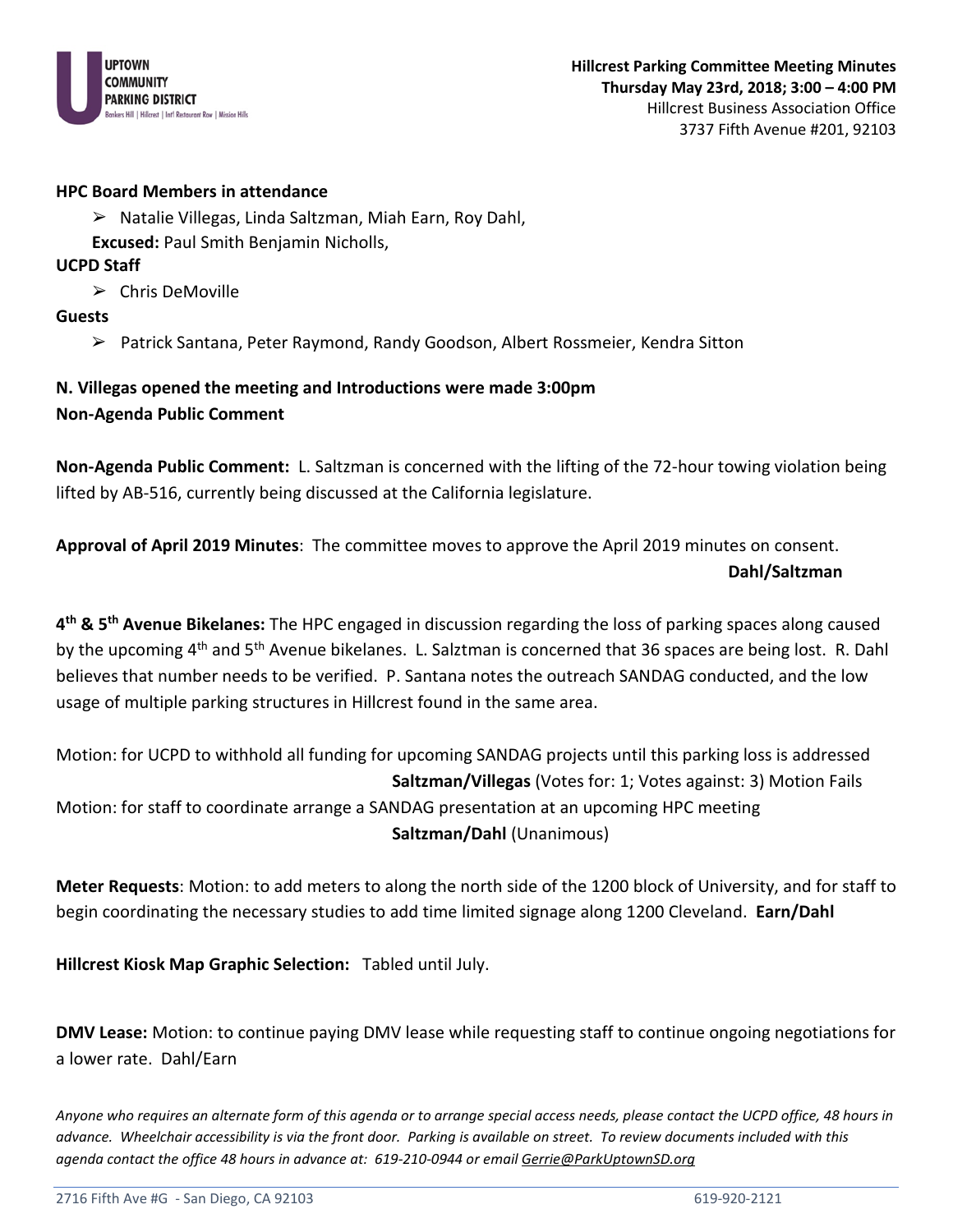**UPTOWN COMMUNITY PARKING DISTRICT**
Bankers Hill | Hillcrest | Int'l Restaurant Row | Mission Hills

**Hillcrest Parking Committee Meeting Minutes**
**Thursday May 23rd, 2018; 3:00 – 4:00 PM**
Hillcrest Business Association Office
3737 Fifth Avenue #201, 92103

**HPC Board Members in attendance**

- Natalie Villegas, Linda Saltzman, Miah Earn, Roy Dahl,

**Excused:** Paul Smith Benjamin Nicholls,

**UCPD Staff**

- Chris DeMoville

**Guests**

- Patrick Santana, Peter Raymond, Randy Goodson, Albert Rossmeier, Kendra Sitton

**N. Villegas opened the meeting and Introductions were made 3:00pm**
**Non-Agenda Public Comment**

**Non-Agenda Public Comment:** L. Saltzman is concerned with the lifting of the 72-hour towing violation being lifted by AB-516, currently being discussed at the California legislature.

**Approval of April 2019 Minutes**: The committee moves to approve the April 2019 minutes on consent.
**Dahl/Saltzman**

**4th & 5th Avenue Bikelanes:** The HPC engaged in discussion regarding the loss of parking spaces along caused by the upcoming 4th and 5th Avenue bikelanes. L. Saltzman is concerned that 36 spaces are being lost. R. Dahl believes that number needs to be verified. P. Santana notes the outreach SANDAG conducted, and the low usage of multiple parking structures in Hillcrest found in the same area.

Motion: for UCPD to withhold all funding for upcoming SANDAG projects until this parking loss is addressed
**Saltzman/Villegas** (Votes for: 1; Votes against: 3) Motion Fails

Motion: for staff to coordinate arrange a SANDAG presentation at an upcoming HPC meeting
**Saltzman/Dahl** (Unanimous)

**Meter Requests**: Motion: to add meters to along the north side of the 1200 block of University, and for staff to begin coordinating the necessary studies to add time limited signage along 1200 Cleveland. **Earn/Dahl**

**Hillcrest Kiosk Map Graphic Selection:** Tabled until July.

**DMV Lease:** Motion: to continue paying DMV lease while requesting staff to continue ongoing negotiations for a lower rate. Dahl/Earn

*Anyone who requires an alternate form of this agenda or to arrange special access needs, please contact the UCPD office, 48 hours in advance. Wheelchair accessibility is via the front door. Parking is available on street. To review documents included with this agenda contact the office 48 hours in advance at: 619-210-0944 or email Gerrie@ParkUptownSD.org*

2716 Fifth Ave #G - San Diego, CA 92103 619-920-2121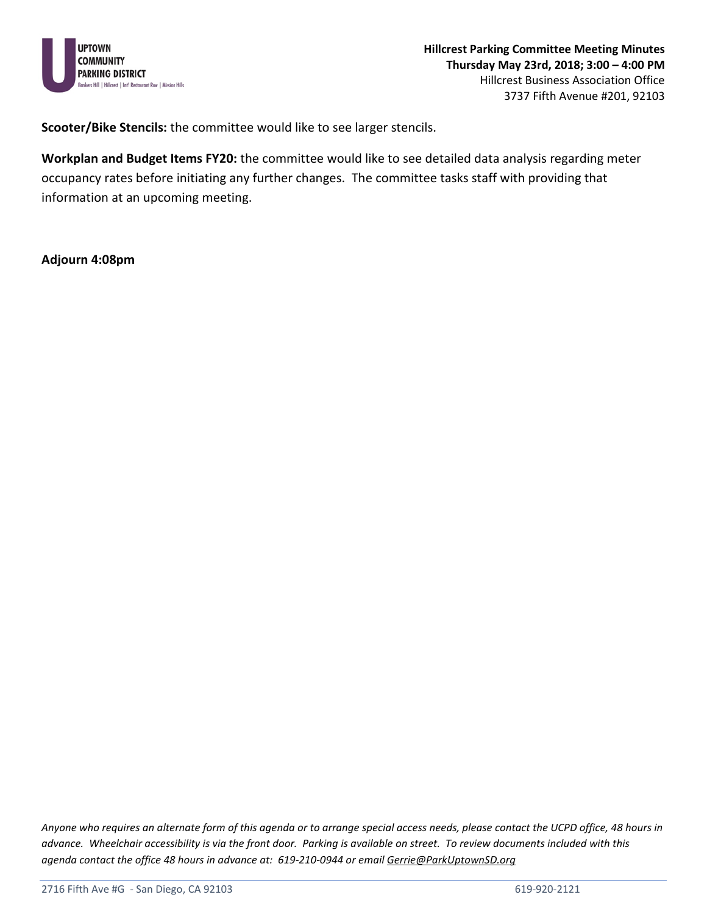**Scooter/Bike Stencils:** the committee would like to see larger stencils.

**Workplan and Budget Items FY20:** the committee would like to see detailed data analysis regarding meter occupancy rates before initiating any further changes. The committee tasks staff with providing that information at an upcoming meeting.

**Adjourn 4:08pm**

*Anyone who requires an alternate form of this agenda or to arrange special access needs, please contact the UCPD office, 48 hours in advance. Wheelchair accessibility is via the front door. Parking is available on street. To review documents included with this agenda contact the office 48 hours in advance at: 619-210-0944 or email Gerrie@ParkUptownSD.org*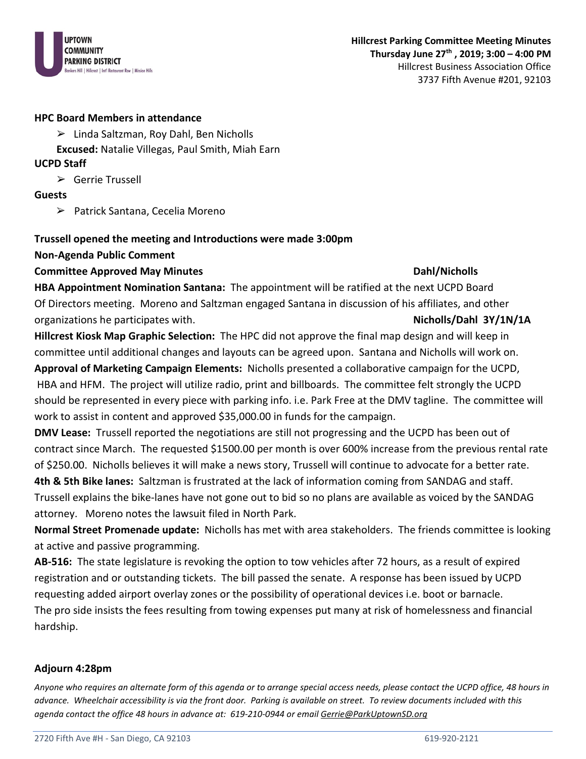**Hillcrest Parking Committee Meeting Minutes**
**Thursday June 27th , 2019; 3:00 – 4:00 PM**
Hillcrest Business Association Office
3737 Fifth Avenue #201, 92103

**HPC Board Members in attendance**

- Linda Saltzman, Roy Dahl, Ben Nicholls

**Excused:** Natalie Villegas, Paul Smith, Miah Earn

**UCPD Staff**

- Gerrie Trussell

**Guests**

- Patrick Santana, Cecelia Moreno

**Trussell opened the meeting and Introductions were made 3:00pm**

**Non-Agenda Public Comment**

**Committee Approved May Minutes** **Dahl/Nicholls**

**HBA Appointment Nomination Santana:** The appointment will be ratified at the next UCPD Board Of Directors meeting. Moreno and Saltzman engaged Santana in discussion of his affiliates, and other organizations he participates with. **Nicholls/Dahl 3Y/1N/1A**

**Hillcrest Kiosk Map Graphic Selection:** The HPC did not approve the final map design and will keep in committee until additional changes and layouts can be agreed upon. Santana and Nicholls will work on.

**Approval of Marketing Campaign Elements:** Nicholls presented a collaborative campaign for the UCPD, HBA and HFM. The project will utilize radio, print and billboards. The committee felt strongly the UCPD should be represented in every piece with parking info. i.e. Park Free at the DMV tagline. The committee will work to assist in content and approved $35,000.00 in funds for the campaign.

**DMV Lease:** Trussell reported the negotiations are still not progressing and the UCPD has been out of contract since March. The requested $1500.00 per month is over 600% increase from the previous rental rate of $250.00. Nicholls believes it will make a news story, Trussell will continue to advocate for a better rate.

**4th & 5th Bike lanes:** Saltzman is frustrated at the lack of information coming from SANDAG and staff. Trussell explains the bike-lanes have not gone out to bid so no plans are available as voiced by the SANDAG attorney. Moreno notes the lawsuit filed in North Park.

**Normal Street Promenade update:** Nicholls has met with area stakeholders. The friends committee is looking at active and passive programming.

**AB-516:** The state legislature is revoking the option to tow vehicles after 72 hours, as a result of expired registration and or outstanding tickets. The bill passed the senate. A response has been issued by UCPD requesting added airport overlay zones or the possibility of operational devices i.e. boot or barnacle. The pro side insists the fees resulting from towing expenses put many at risk of homelessness and financial hardship.

**Adjourn 4:28pm**

*Anyone who requires an alternate form of this agenda or to arrange special access needs, please contact the UCPD office, 48 hours in advance. Wheelchair accessibility is via the front door. Parking is available on street. To review documents included with this agenda contact the office 48 hours in advance at: 619-210-0944 or email Gerrie@ParkUptownSD.org*

2720 Fifth Ave #H - San Diego, CA 92103 619-920-2121